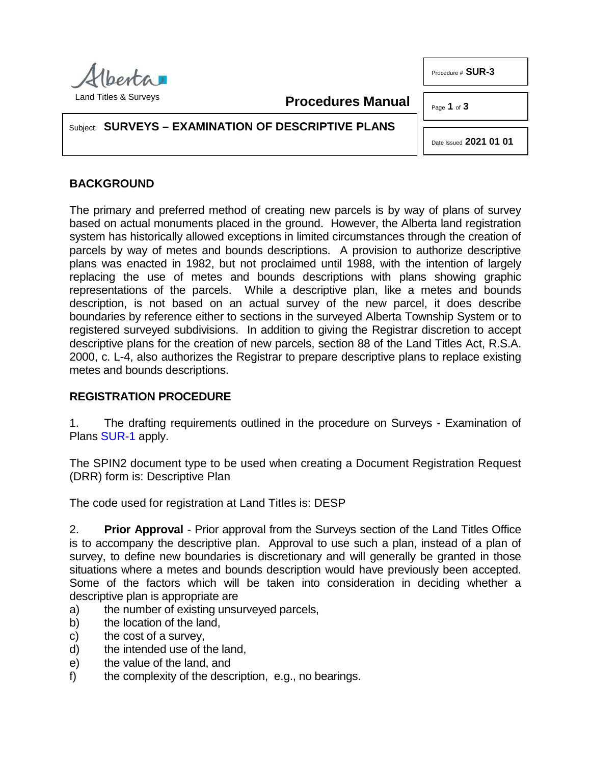Procedure # **SUR-3**

Land Titles & Surveys

**Procedures Manual**

Date Issued **2021 01 01**

Subject: **SURVEYS – EXAMINATION OF DESCRIPTIVE PLANS**

## BACKGROUND

The primary and preferred method of creating new parcels is by way of plans of survey based on actual monuments placed in the ground. However, the Alberta land registration system has historically allowed exceptions in limited circumstances through the creation of parcels by way of metes and bounds descriptions. A provision to authorize descriptive plans was enacted in 1982, but not proclaimed until 1988, with the intention of largely replacing the use of metes and bounds descriptions with plans showing graphic representations of the parcels. While a descriptive plan, like a metes and bounds description, is not based on an actual survey of the new parcel, it does describe boundaries by reference either to sections in the surveyed Alberta Township System or to registered surveyed subdivisions. In addition to giving the Registrar discretion to accept descriptive plans for the creation of new parcels, section 88 of the Land Titles Act, R.S.A. 2000, c. L-4, also authorizes the Registrar to prepare descriptive plans to replace existing metes and bounds descriptions.

## REGISTRATION PROCEDURE

1. The drafting requirements outlined in the procedure on Surveys - Examination of Plans SUR-1 apply.

The SPIN2 document type to be used when creating a Document Registration Request (DRR) form is: Descriptive Plan

The code used for registration at Land Titles is: DESP

2. **Prior Approval** - Prior approval from the Surveys section of the Land Titles Office is to accompany the descriptive plan. Approval to use such a plan, instead of a plan of survey, to define new boundaries is discretionary and will generally be granted in those situations where a metes and bounds description would have previously been accepted. Some of the factors which will be taken into consideration in deciding whether a descriptive plan is appropriate are

a) the number of existing unsurveyed parcels,
b) the location of the land,
c) the cost of a survey,
d) the intended use of the land,
e) the value of the land, and
f) the complexity of the description, e.g., no bearings.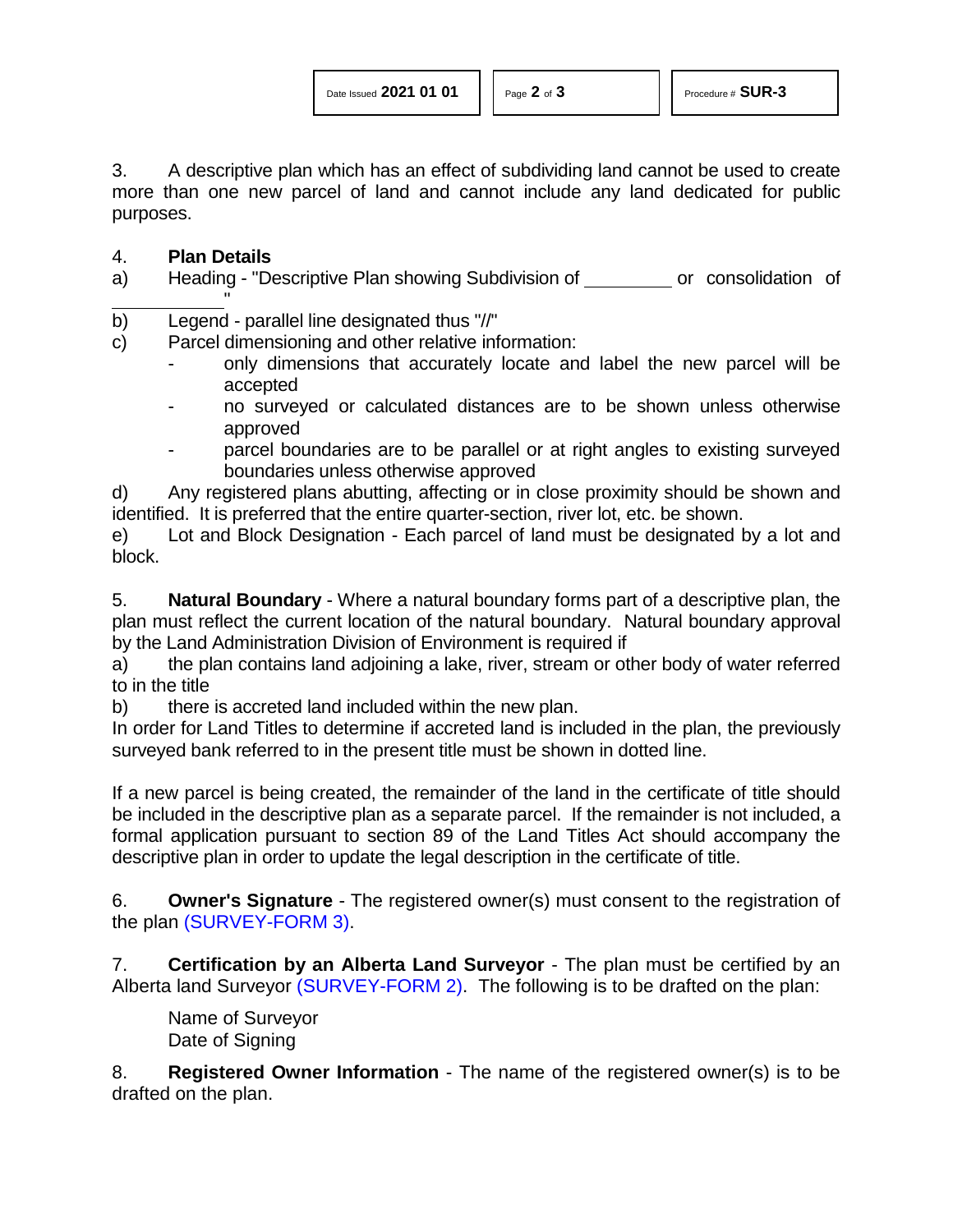3. A descriptive plan which has an effect of subdividing land cannot be used to create more than one new parcel of land and cannot include any land dedicated for public purposes.

4. **Plan Details**

a) Heading - "Descriptive Plan showing Subdivision of _________ or consolidation of ___________"

b) Legend - parallel line designated thus "//"

c) Parcel dimensioning and other relative information:

- only dimensions that accurately locate and label the new parcel will be accepted
- no surveyed or calculated distances are to be shown unless otherwise approved
- parcel boundaries are to be parallel or at right angles to existing surveyed boundaries unless otherwise approved

d) Any registered plans abutting, affecting or in close proximity should be shown and identified. It is preferred that the entire quarter-section, river lot, etc. be shown.

e) Lot and Block Designation - Each parcel of land must be designated by a lot and block.

5. **Natural Boundary** - Where a natural boundary forms part of a descriptive plan, the plan must reflect the current location of the natural boundary. Natural boundary approval by the Land Administration Division of Environment is required if

a) the plan contains land adjoining a lake, river, stream or other body of water referred to in the title

b) there is accreted land included within the new plan.

In order for Land Titles to determine if accreted land is included in the plan, the previously surveyed bank referred to in the present title must be shown in dotted line.

If a new parcel is being created, the remainder of the land in the certificate of title should be included in the descriptive plan as a separate parcel. If the remainder is not included, a formal application pursuant to section 89 of the Land Titles Act should accompany the descriptive plan in order to update the legal description in the certificate of title.

6. **Owner's Signature** - The registered owner(s) must consent to the registration of the plan (SURVEY-FORM 3).

7. **Certification by an Alberta Land Surveyor** - The plan must be certified by an Alberta land Surveyor (SURVEY-FORM 2). The following is to be drafted on the plan:

Name of Surveyor
Date of Signing

8. **Registered Owner Information** - The name of the registered owner(s) is to be drafted on the plan.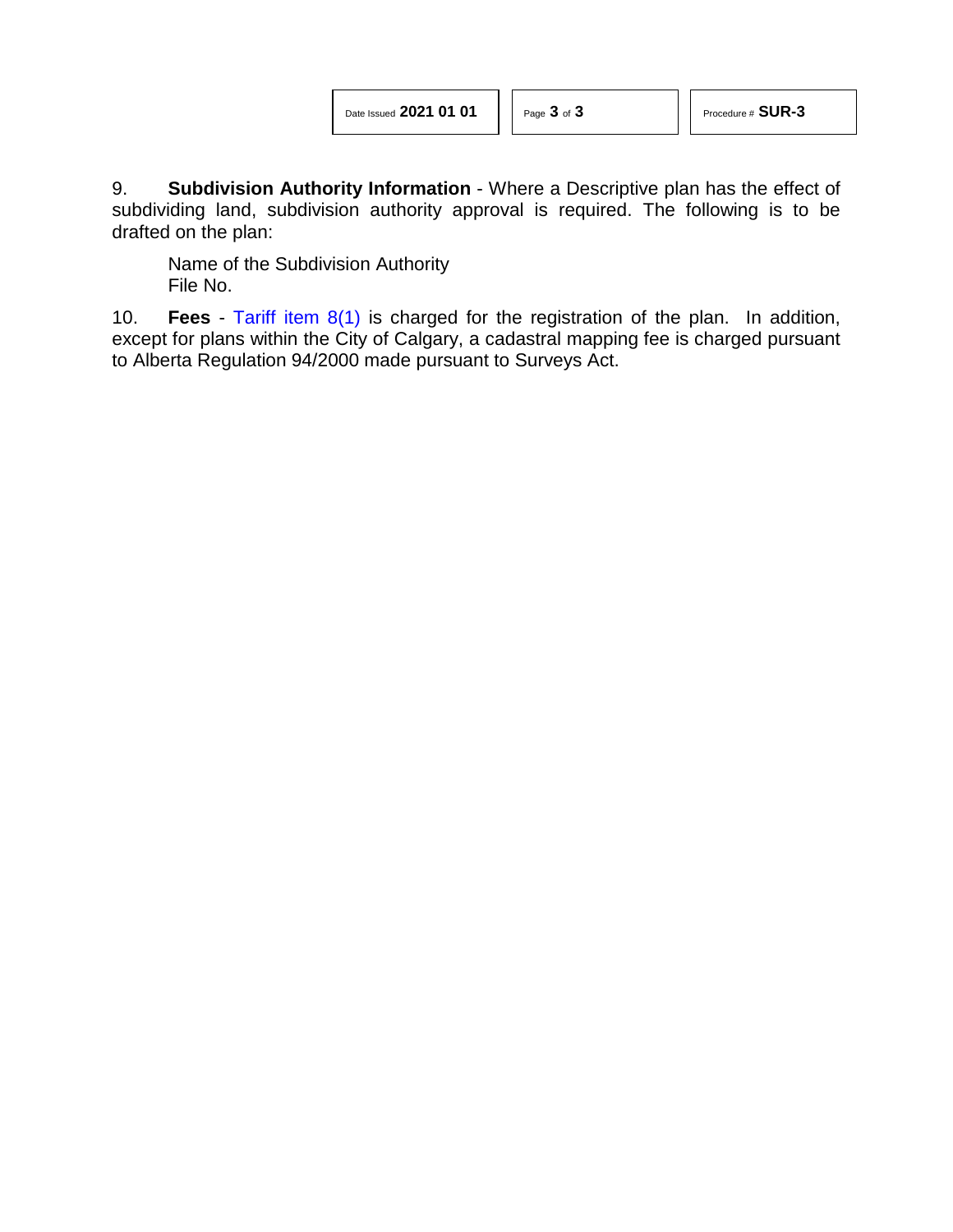9. **Subdivision Authority Information** - Where a Descriptive plan has the effect of subdividing land, subdivision authority approval is required. The following is to be drafted on the plan:

Name of the Subdivision Authority
File No.

10. **Fees** - Tariff item 8(1) is charged for the registration of the plan. In addition, except for plans within the City of Calgary, a cadastral mapping fee is charged pursuant to Alberta Regulation 94/2000 made pursuant to Surveys Act.